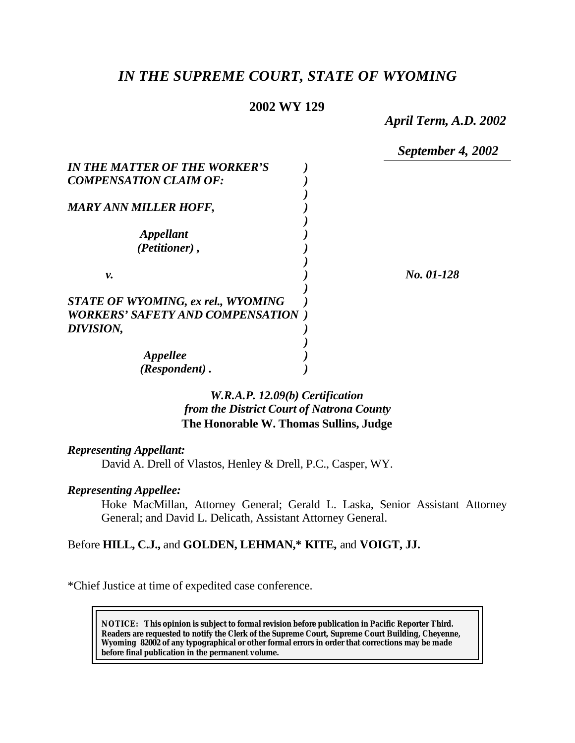# *IN THE SUPREME COURT, STATE OF WYOMING*

**2002 WY 129**

*April Term, A.D. 2002*

*September 4, 2002*

| | | |
|---|---|---|
| ***IN THE MATTER OF THE WORKER'S COMPENSATION CLAIM OF:*** | ) | |
| ***MARY ANN MILLER HOFF,*** | ) | |
| ***Appellant (Petitioner) ,*** | ) | |
| ***v.*** | ) | ***No. 01-128*** |
| ***STATE OF WYOMING, ex rel., WYOMING WORKERS' SAFETY AND COMPENSATION DIVISION,*** | ) | |
| ***Appellee (Respondent) .*** | ) | |

*W.R.A.P. 12.09(b) Certification from the District Court of Natrona County*
**The Honorable W. Thomas Sullins, Judge**

***Representing Appellant:***

David A. Drell of Vlastos, Henley & Drell, P.C., Casper, WY.

***Representing Appellee:***

Hoke MacMillan, Attorney General; Gerald L. Laska, Senior Assistant Attorney General; and David L. Delicath, Assistant Attorney General.

Before **HILL, C.J.,** and **GOLDEN, LEHMAN,\* KITE,** and **VOIGT, JJ.**

\*Chief Justice at time of expedited case conference.

**NOTICE: This opinion is subject to formal revision before publication in Pacific Reporter Third. Readers are requested to notify the Clerk of the Supreme Court, Supreme Court Building, Cheyenne, Wyoming 82002 of any typographical or other formal errors in order that corrections may be made before final publication in the permanent volume.**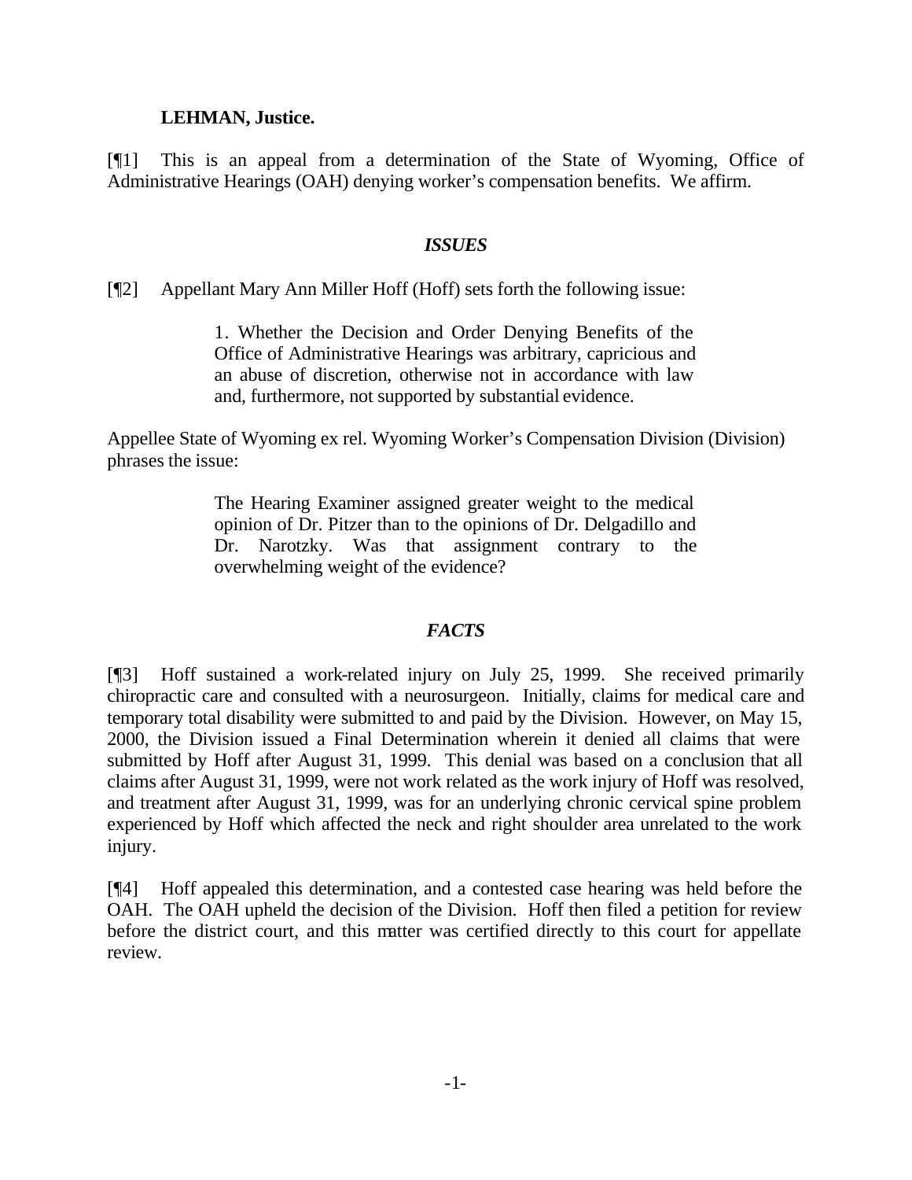**LEHMAN, Justice.**

[¶1] This is an appeal from a determination of the State of Wyoming, Office of Administrative Hearings (OAH) denying worker's compensation benefits. We affirm.

## *ISSUES*

[¶2] Appellant Mary Ann Miller Hoff (Hoff) sets forth the following issue:

> 1. Whether the Decision and Order Denying Benefits of the Office of Administrative Hearings was arbitrary, capricious and an abuse of discretion, otherwise not in accordance with law and, furthermore, not supported by substantial evidence.

Appellee State of Wyoming ex rel. Wyoming Worker's Compensation Division (Division) phrases the issue:

> The Hearing Examiner assigned greater weight to the medical opinion of Dr. Pitzer than to the opinions of Dr. Delgadillo and Dr. Narotzky. Was that assignment contrary to the overwhelming weight of the evidence?

## *FACTS*

[¶3] Hoff sustained a work-related injury on July 25, 1999. She received primarily chiropractic care and consulted with a neurosurgeon. Initially, claims for medical care and temporary total disability were submitted to and paid by the Division. However, on May 15, 2000, the Division issued a Final Determination wherein it denied all claims that were submitted by Hoff after August 31, 1999. This denial was based on a conclusion that all claims after August 31, 1999, were not work related as the work injury of Hoff was resolved, and treatment after August 31, 1999, was for an underlying chronic cervical spine problem experienced by Hoff which affected the neck and right shoulder area unrelated to the work injury.

[¶4] Hoff appealed this determination, and a contested case hearing was held before the OAH. The OAH upheld the decision of the Division. Hoff then filed a petition for review before the district court, and this matter was certified directly to this court for appellate review.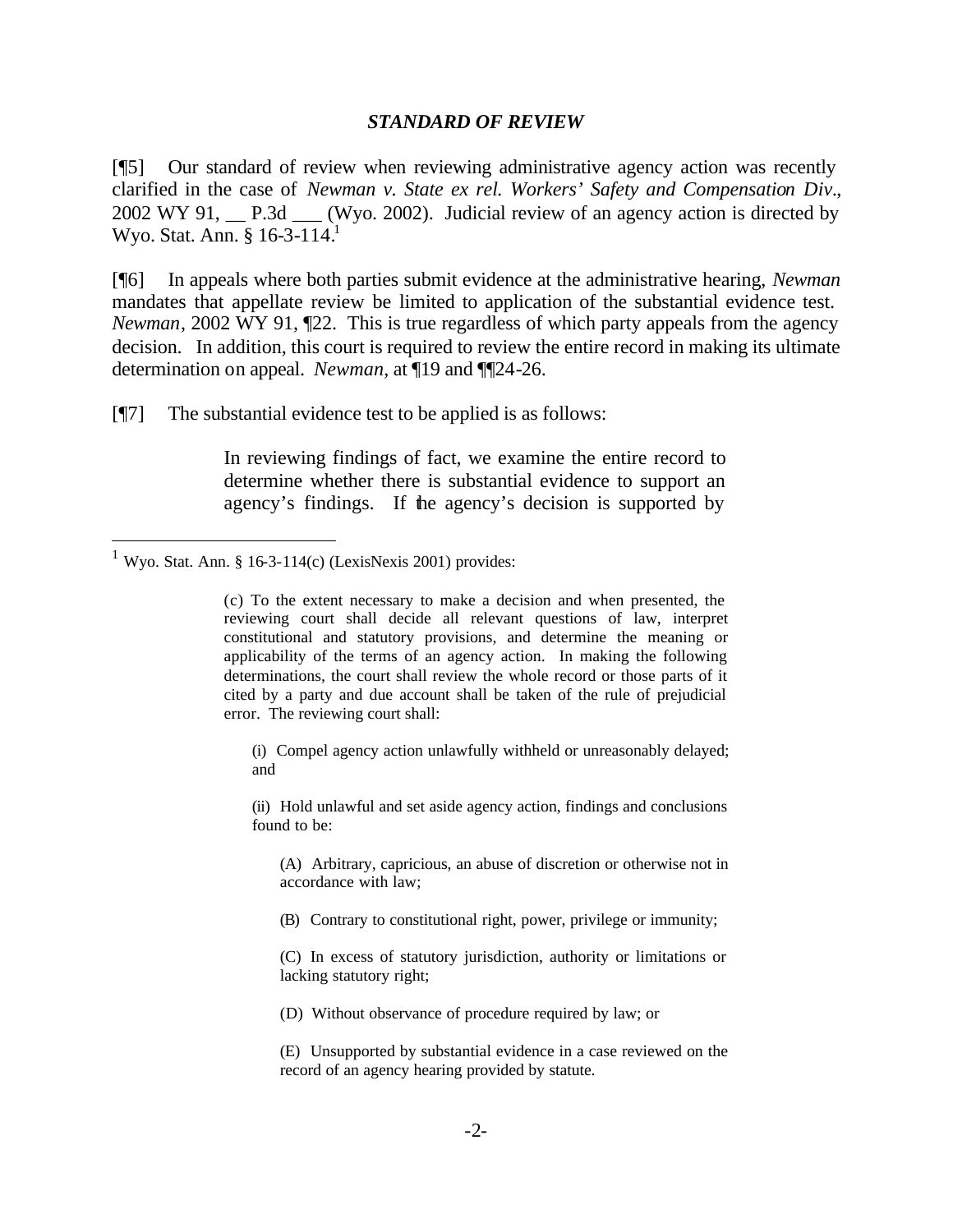### *STANDARD OF REVIEW*

[¶5] Our standard of review when reviewing administrative agency action was recently clarified in the case of *Newman v. State ex rel. Workers' Safety and Compensation Div*., 2002 WY 91, __ P.3d ___ (Wyo. 2002). Judicial review of an agency action is directed by Wyo. Stat. Ann. § 16-3-114.[1]

[¶6] In appeals where both parties submit evidence at the administrative hearing, *Newman* mandates that appellate review be limited to application of the substantial evidence test. *Newman*, 2002 WY 91, ¶22. This is true regardless of which party appeals from the agency decision. In addition, this court is required to review the entire record in making its ultimate determination on appeal. *Newman*, at ¶19 and ¶¶24-26.

[¶7] The substantial evidence test to be applied is as follows:

> In reviewing findings of fact, we examine the entire record to determine whether there is substantial evidence to support an agency's findings. If the agency's decision is supported by

---

[1] Wyo. Stat. Ann. § 16-3-114(c) (LexisNexis 2001) provides:

> (c) To the extent necessary to make a decision and when presented, the reviewing court shall decide all relevant questions of law, interpret constitutional and statutory provisions, and determine the meaning or applicability of the terms of an agency action. In making the following determinations, the court shall review the whole record or those parts of it cited by a party and due account shall be taken of the rule of prejudicial error. The reviewing court shall:
>
> (i) Compel agency action unlawfully withheld or unreasonably delayed; and
>
> (ii) Hold unlawful and set aside agency action, findings and conclusions found to be:
>
> (A) Arbitrary, capricious, an abuse of discretion or otherwise not in accordance with law;
>
> (B) Contrary to constitutional right, power, privilege or immunity;
>
> (C) In excess of statutory jurisdiction, authority or limitations or lacking statutory right;
>
> (D) Without observance of procedure required by law; or
>
> (E) Unsupported by substantial evidence in a case reviewed on the record of an agency hearing provided by statute.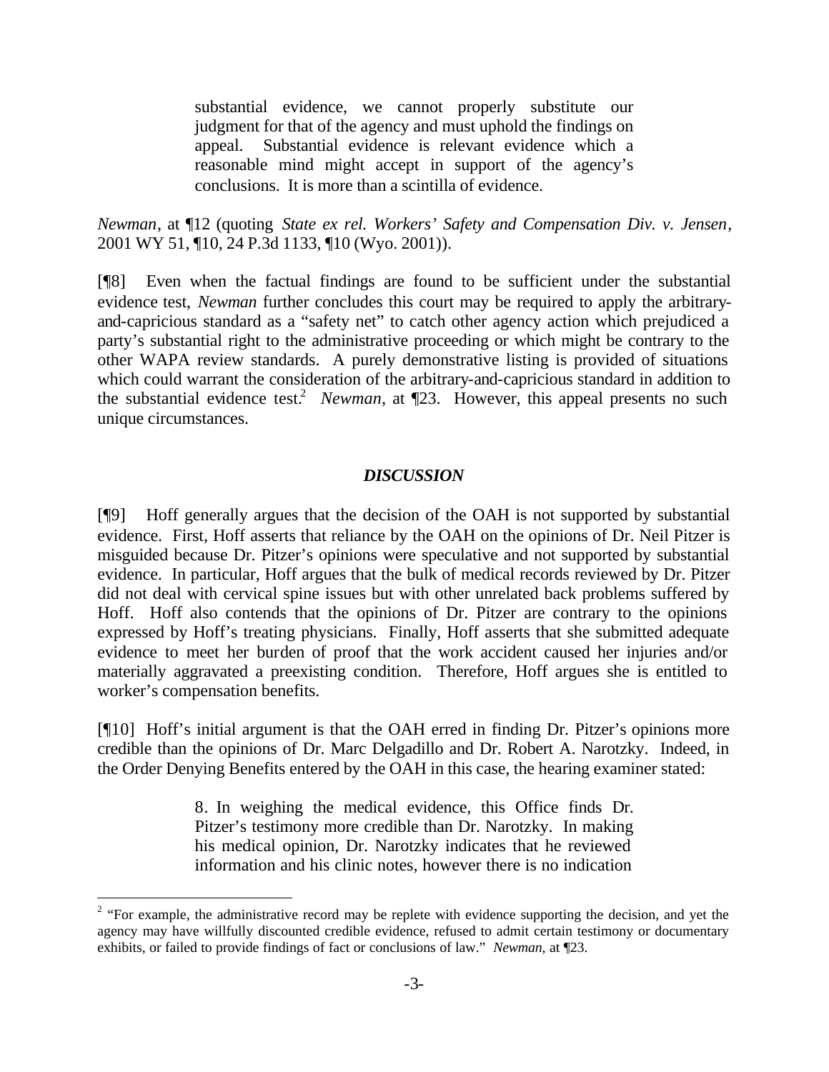> substantial evidence, we cannot properly substitute our judgment for that of the agency and must uphold the findings on appeal. Substantial evidence is relevant evidence which a reasonable mind might accept in support of the agency's conclusions. It is more than a scintilla of evidence.

*Newman*, at ¶12 (quoting *State ex rel. Workers' Safety and Compensation Div. v. Jensen*, 2001 WY 51, ¶10, 24 P.3d 1133, ¶10 (Wyo. 2001)).

[¶8] Even when the factual findings are found to be sufficient under the substantial evidence test, *Newman* further concludes this court may be required to apply the arbitrary-and-capricious standard as a "safety net" to catch other agency action which prejudiced a party's substantial right to the administrative proceeding or which might be contrary to the other WAPA review standards. A purely demonstrative listing is provided of situations which could warrant the consideration of the arbitrary-and-capricious standard in addition to the substantial evidence test.[2] *Newman*, at ¶23. However, this appeal presents no such unique circumstances.

### *DISCUSSION*

[¶9] Hoff generally argues that the decision of the OAH is not supported by substantial evidence. First, Hoff asserts that reliance by the OAH on the opinions of Dr. Neil Pitzer is misguided because Dr. Pitzer's opinions were speculative and not supported by substantial evidence. In particular, Hoff argues that the bulk of medical records reviewed by Dr. Pitzer did not deal with cervical spine issues but with other unrelated back problems suffered by Hoff. Hoff also contends that the opinions of Dr. Pitzer are contrary to the opinions expressed by Hoff's treating physicians. Finally, Hoff asserts that she submitted adequate evidence to meet her burden of proof that the work accident caused her injuries and/or materially aggravated a preexisting condition. Therefore, Hoff argues she is entitled to worker's compensation benefits.

[¶10] Hoff's initial argument is that the OAH erred in finding Dr. Pitzer's opinions more credible than the opinions of Dr. Marc Delgadillo and Dr. Robert A. Narotzky. Indeed, in the Order Denying Benefits entered by the OAH in this case, the hearing examiner stated:

> 8. In weighing the medical evidence, this Office finds Dr. Pitzer's testimony more credible than Dr. Narotzky. In making his medical opinion, Dr. Narotzky indicates that he reviewed information and his clinic notes, however there is no indication

---

[2] "For example, the administrative record may be replete with evidence supporting the decision, and yet the agency may have willfully discounted credible evidence, refused to admit certain testimony or documentary exhibits, or failed to provide findings of fact or conclusions of law." *Newman*, at ¶23.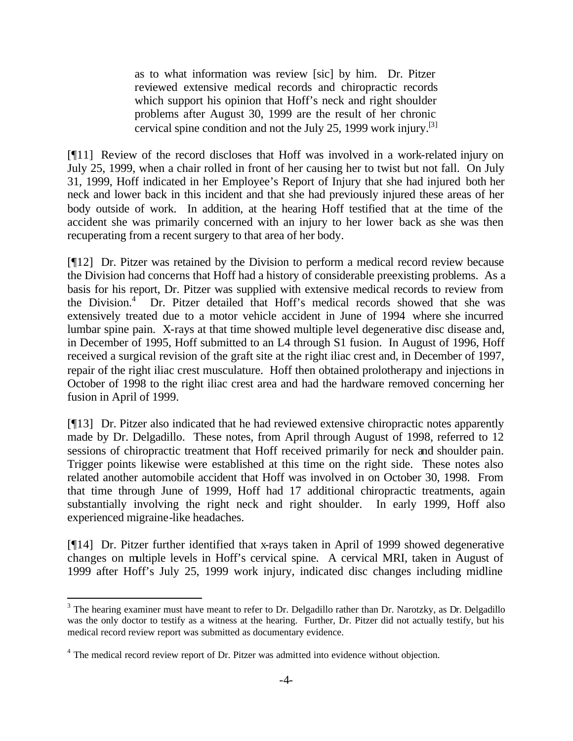> as to what information was review [sic] by him. Dr. Pitzer reviewed extensive medical records and chiropractic records which support his opinion that Hoff's neck and right shoulder problems after August 30, 1999 are the result of her chronic cervical spine condition and not the July 25, 1999 work injury.[3]

[¶11] Review of the record discloses that Hoff was involved in a work-related injury on July 25, 1999, when a chair rolled in front of her causing her to twist but not fall. On July 31, 1999, Hoff indicated in her Employee's Report of Injury that she had injured both her neck and lower back in this incident and that she had previously injured these areas of her body outside of work. In addition, at the hearing Hoff testified that at the time of the accident she was primarily concerned with an injury to her lower back as she was then recuperating from a recent surgery to that area of her body.

[¶12] Dr. Pitzer was retained by the Division to perform a medical record review because the Division had concerns that Hoff had a history of considerable preexisting problems. As a basis for his report, Dr. Pitzer was supplied with extensive medical records to review from the Division.[4] Dr. Pitzer detailed that Hoff's medical records showed that she was extensively treated due to a motor vehicle accident in June of 1994 where she incurred lumbar spine pain. X-rays at that time showed multiple level degenerative disc disease and, in December of 1995, Hoff submitted to an L4 through S1 fusion. In August of 1996, Hoff received a surgical revision of the graft site at the right iliac crest and, in December of 1997, repair of the right iliac crest musculature. Hoff then obtained prolotherapy and injections in October of 1998 to the right iliac crest area and had the hardware removed concerning her fusion in April of 1999.

[¶13] Dr. Pitzer also indicated that he had reviewed extensive chiropractic notes apparently made by Dr. Delgadillo. These notes, from April through August of 1998, referred to 12 sessions of chiropractic treatment that Hoff received primarily for neck and shoulder pain. Trigger points likewise were established at this time on the right side. These notes also related another automobile accident that Hoff was involved in on October 30, 1998. From that time through June of 1999, Hoff had 17 additional chiropractic treatments, again substantially involving the right neck and right shoulder. In early 1999, Hoff also experienced migraine-like headaches.

[¶14] Dr. Pitzer further identified that x-rays taken in April of 1999 showed degenerative changes on multiple levels in Hoff's cervical spine. A cervical MRI, taken in August of 1999 after Hoff's July 25, 1999 work injury, indicated disc changes including midline

---

[3] The hearing examiner must have meant to refer to Dr. Delgadillo rather than Dr. Narotzky, as Dr. Delgadillo was the only doctor to testify as a witness at the hearing. Further, Dr. Pitzer did not actually testify, but his medical record review report was submitted as documentary evidence.

[4] The medical record review report of Dr. Pitzer was admitted into evidence without objection.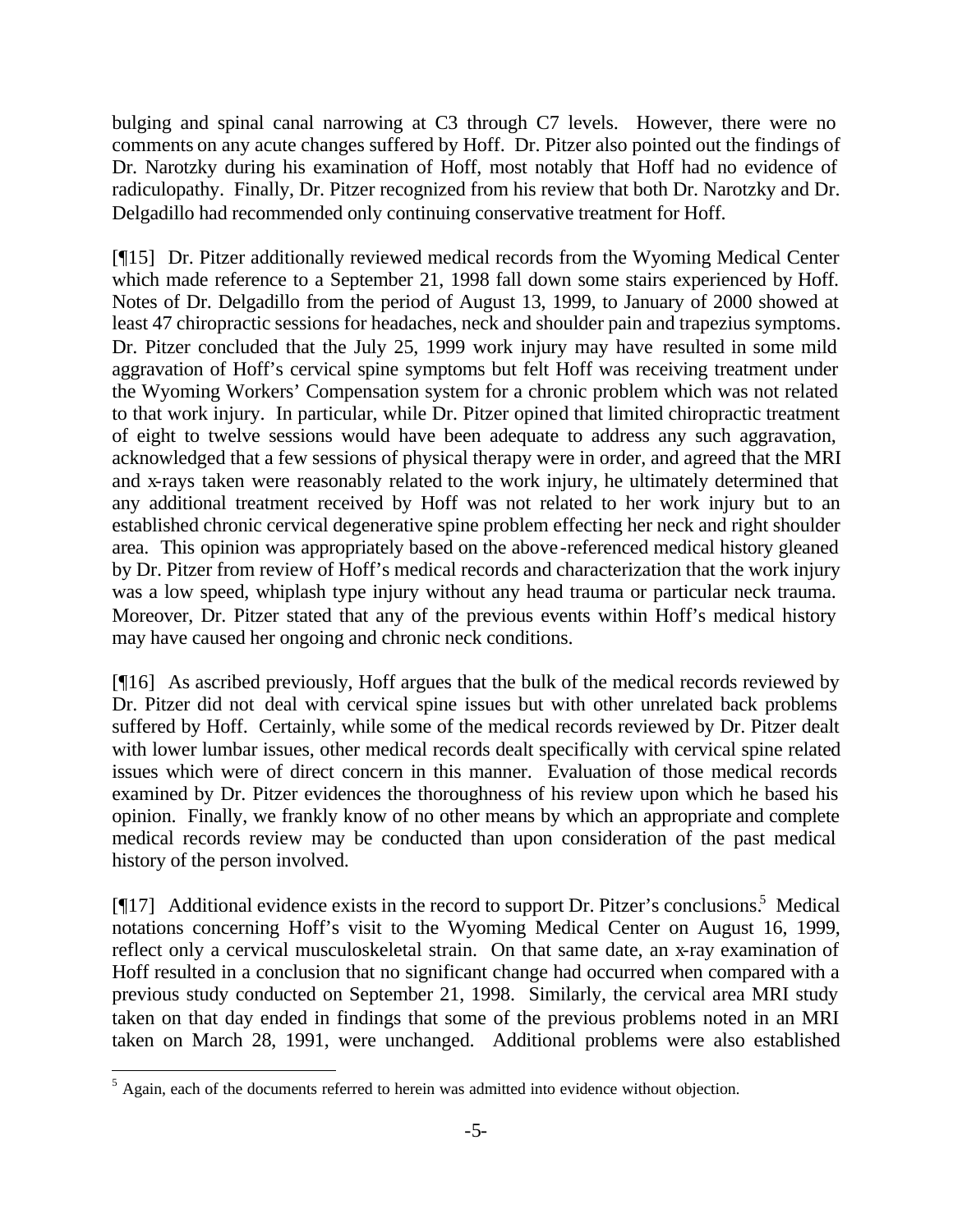bulging and spinal canal narrowing at C3 through C7 levels. However, there were no comments on any acute changes suffered by Hoff. Dr. Pitzer also pointed out the findings of Dr. Narotzky during his examination of Hoff, most notably that Hoff had no evidence of radiculopathy. Finally, Dr. Pitzer recognized from his review that both Dr. Narotzky and Dr. Delgadillo had recommended only continuing conservative treatment for Hoff.

[¶15] Dr. Pitzer additionally reviewed medical records from the Wyoming Medical Center which made reference to a September 21, 1998 fall down some stairs experienced by Hoff. Notes of Dr. Delgadillo from the period of August 13, 1999, to January of 2000 showed at least 47 chiropractic sessions for headaches, neck and shoulder pain and trapezius symptoms. Dr. Pitzer concluded that the July 25, 1999 work injury may have resulted in some mild aggravation of Hoff's cervical spine symptoms but felt Hoff was receiving treatment under the Wyoming Workers' Compensation system for a chronic problem which was not related to that work injury. In particular, while Dr. Pitzer opined that limited chiropractic treatment of eight to twelve sessions would have been adequate to address any such aggravation, acknowledged that a few sessions of physical therapy were in order, and agreed that the MRI and x-rays taken were reasonably related to the work injury, he ultimately determined that any additional treatment received by Hoff was not related to her work injury but to an established chronic cervical degenerative spine problem effecting her neck and right shoulder area. This opinion was appropriately based on the above-referenced medical history gleaned by Dr. Pitzer from review of Hoff's medical records and characterization that the work injury was a low speed, whiplash type injury without any head trauma or particular neck trauma. Moreover, Dr. Pitzer stated that any of the previous events within Hoff's medical history may have caused her ongoing and chronic neck conditions.

[¶16] As ascribed previously, Hoff argues that the bulk of the medical records reviewed by Dr. Pitzer did not deal with cervical spine issues but with other unrelated back problems suffered by Hoff. Certainly, while some of the medical records reviewed by Dr. Pitzer dealt with lower lumbar issues, other medical records dealt specifically with cervical spine related issues which were of direct concern in this manner. Evaluation of those medical records examined by Dr. Pitzer evidences the thoroughness of his review upon which he based his opinion. Finally, we frankly know of no other means by which an appropriate and complete medical records review may be conducted than upon consideration of the past medical history of the person involved.

[¶17] Additional evidence exists in the record to support Dr. Pitzer's conclusions.[5] Medical notations concerning Hoff's visit to the Wyoming Medical Center on August 16, 1999, reflect only a cervical musculoskeletal strain. On that same date, an x-ray examination of Hoff resulted in a conclusion that no significant change had occurred when compared with a previous study conducted on September 21, 1998. Similarly, the cervical area MRI study taken on that day ended in findings that some of the previous problems noted in an MRI taken on March 28, 1991, were unchanged. Additional problems were also established

---

[5] Again, each of the documents referred to herein was admitted into evidence without objection.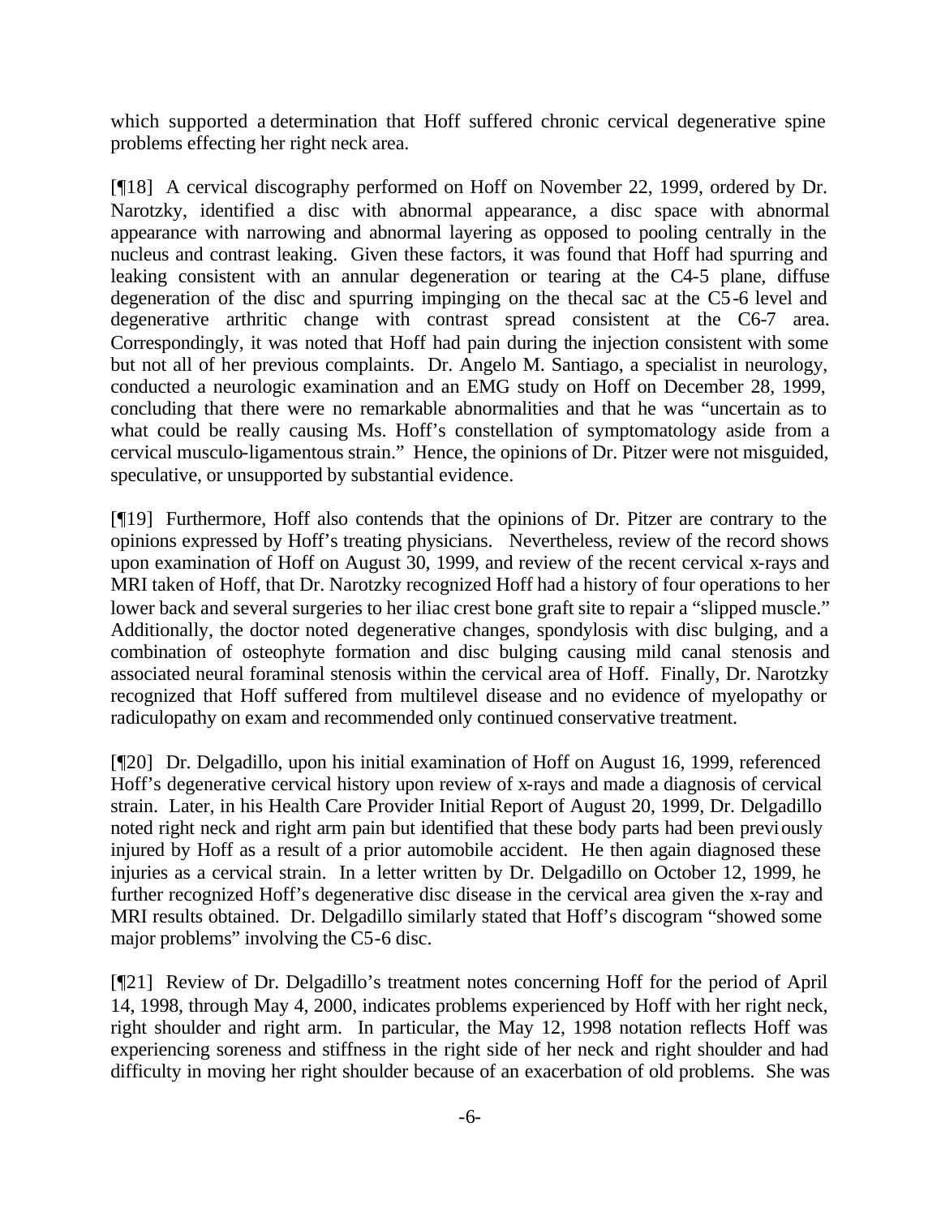which supported a determination that Hoff suffered chronic cervical degenerative spine problems effecting her right neck area.

[¶18] A cervical discography performed on Hoff on November 22, 1999, ordered by Dr. Narotzky, identified a disc with abnormal appearance, a disc space with abnormal appearance with narrowing and abnormal layering as opposed to pooling centrally in the nucleus and contrast leaking. Given these factors, it was found that Hoff had spurring and leaking consistent with an annular degeneration or tearing at the C4-5 plane, diffuse degeneration of the disc and spurring impinging on the thecal sac at the C5-6 level and degenerative arthritic change with contrast spread consistent at the C6-7 area. Correspondingly, it was noted that Hoff had pain during the injection consistent with some but not all of her previous complaints. Dr. Angelo M. Santiago, a specialist in neurology, conducted a neurologic examination and an EMG study on Hoff on December 28, 1999, concluding that there were no remarkable abnormalities and that he was "uncertain as to what could be really causing Ms. Hoff's constellation of symptomatology aside from a cervical musculo-ligamentous strain." Hence, the opinions of Dr. Pitzer were not misguided, speculative, or unsupported by substantial evidence.

[¶19] Furthermore, Hoff also contends that the opinions of Dr. Pitzer are contrary to the opinions expressed by Hoff's treating physicians. Nevertheless, review of the record shows upon examination of Hoff on August 30, 1999, and review of the recent cervical x-rays and MRI taken of Hoff, that Dr. Narotzky recognized Hoff had a history of four operations to her lower back and several surgeries to her iliac crest bone graft site to repair a "slipped muscle." Additionally, the doctor noted degenerative changes, spondylosis with disc bulging, and a combination of osteophyte formation and disc bulging causing mild canal stenosis and associated neural foraminal stenosis within the cervical area of Hoff. Finally, Dr. Narotzky recognized that Hoff suffered from multilevel disease and no evidence of myelopathy or radiculopathy on exam and recommended only continued conservative treatment.

[¶20] Dr. Delgadillo, upon his initial examination of Hoff on August 16, 1999, referenced Hoff's degenerative cervical history upon review of x-rays and made a diagnosis of cervical strain. Later, in his Health Care Provider Initial Report of August 20, 1999, Dr. Delgadillo noted right neck and right arm pain but identified that these body parts had been previously injured by Hoff as a result of a prior automobile accident. He then again diagnosed these injuries as a cervical strain. In a letter written by Dr. Delgadillo on October 12, 1999, he further recognized Hoff's degenerative disc disease in the cervical area given the x-ray and MRI results obtained. Dr. Delgadillo similarly stated that Hoff's discogram "showed some major problems" involving the C5-6 disc.

[¶21] Review of Dr. Delgadillo's treatment notes concerning Hoff for the period of April 14, 1998, through May 4, 2000, indicates problems experienced by Hoff with her right neck, right shoulder and right arm. In particular, the May 12, 1998 notation reflects Hoff was experiencing soreness and stiffness in the right side of her neck and right shoulder and had difficulty in moving her right shoulder because of an exacerbation of old problems. She was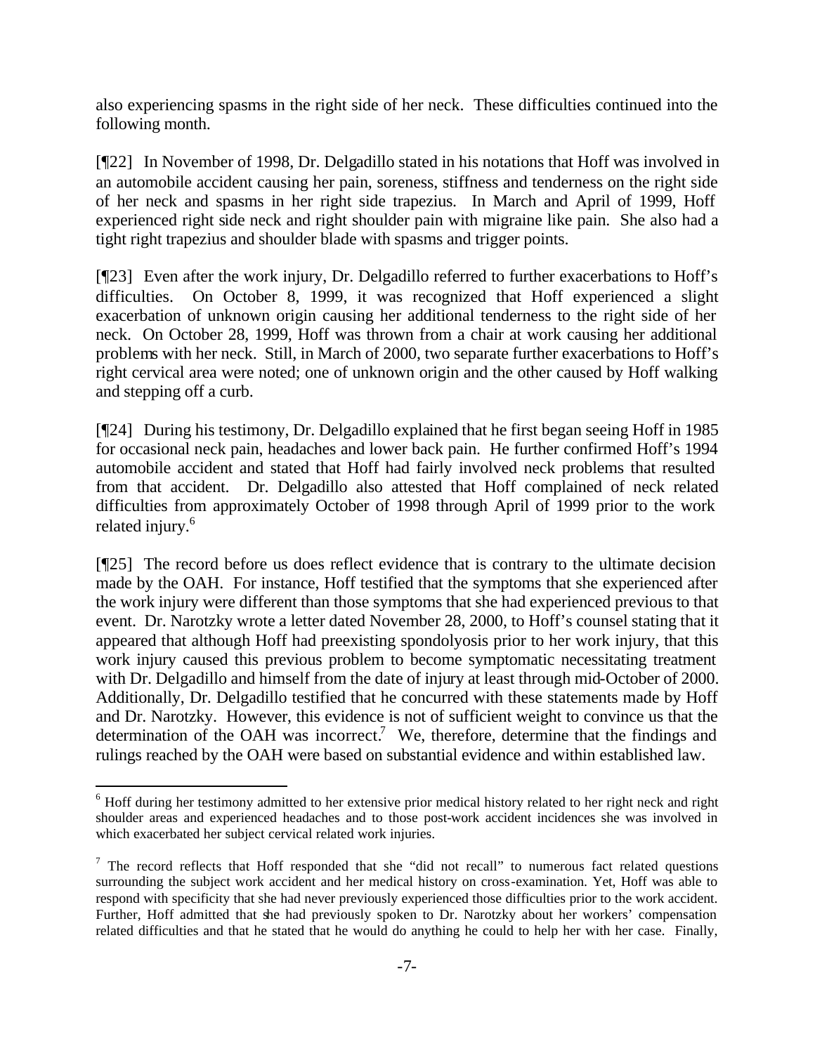also experiencing spasms in the right side of her neck. These difficulties continued into the following month.

[¶22] In November of 1998, Dr. Delgadillo stated in his notations that Hoff was involved in an automobile accident causing her pain, soreness, stiffness and tenderness on the right side of her neck and spasms in her right side trapezius. In March and April of 1999, Hoff experienced right side neck and right shoulder pain with migraine like pain. She also had a tight right trapezius and shoulder blade with spasms and trigger points.

[¶23] Even after the work injury, Dr. Delgadillo referred to further exacerbations to Hoff's difficulties. On October 8, 1999, it was recognized that Hoff experienced a slight exacerbation of unknown origin causing her additional tenderness to the right side of her neck. On October 28, 1999, Hoff was thrown from a chair at work causing her additional problems with her neck. Still, in March of 2000, two separate further exacerbations to Hoff's right cervical area were noted; one of unknown origin and the other caused by Hoff walking and stepping off a curb.

[¶24] During his testimony, Dr. Delgadillo explained that he first began seeing Hoff in 1985 for occasional neck pain, headaches and lower back pain. He further confirmed Hoff's 1994 automobile accident and stated that Hoff had fairly involved neck problems that resulted from that accident. Dr. Delgadillo also attested that Hoff complained of neck related difficulties from approximately October of 1998 through April of 1999 prior to the work related injury.[6]

[¶25] The record before us does reflect evidence that is contrary to the ultimate decision made by the OAH. For instance, Hoff testified that the symptoms that she experienced after the work injury were different than those symptoms that she had experienced previous to that event. Dr. Narotzky wrote a letter dated November 28, 2000, to Hoff's counsel stating that it appeared that although Hoff had preexisting spondolyosis prior to her work injury, that this work injury caused this previous problem to become symptomatic necessitating treatment with Dr. Delgadillo and himself from the date of injury at least through mid-October of 2000. Additionally, Dr. Delgadillo testified that he concurred with these statements made by Hoff and Dr. Narotzky. However, this evidence is not of sufficient weight to convince us that the determination of the OAH was incorrect.[7] We, therefore, determine that the findings and rulings reached by the OAH were based on substantial evidence and within established law.

---

[6] Hoff during her testimony admitted to her extensive prior medical history related to her right neck and right shoulder areas and experienced headaches and to those post-work accident incidences she was involved in which exacerbated her subject cervical related work injuries.

[7] The record reflects that Hoff responded that she "did not recall" to numerous fact related questions surrounding the subject work accident and her medical history on cross-examination. Yet, Hoff was able to respond with specificity that she had never previously experienced those difficulties prior to the work accident. Further, Hoff admitted that she had previously spoken to Dr. Narotzky about her workers' compensation related difficulties and that he stated that he would do anything he could to help her with her case. Finally,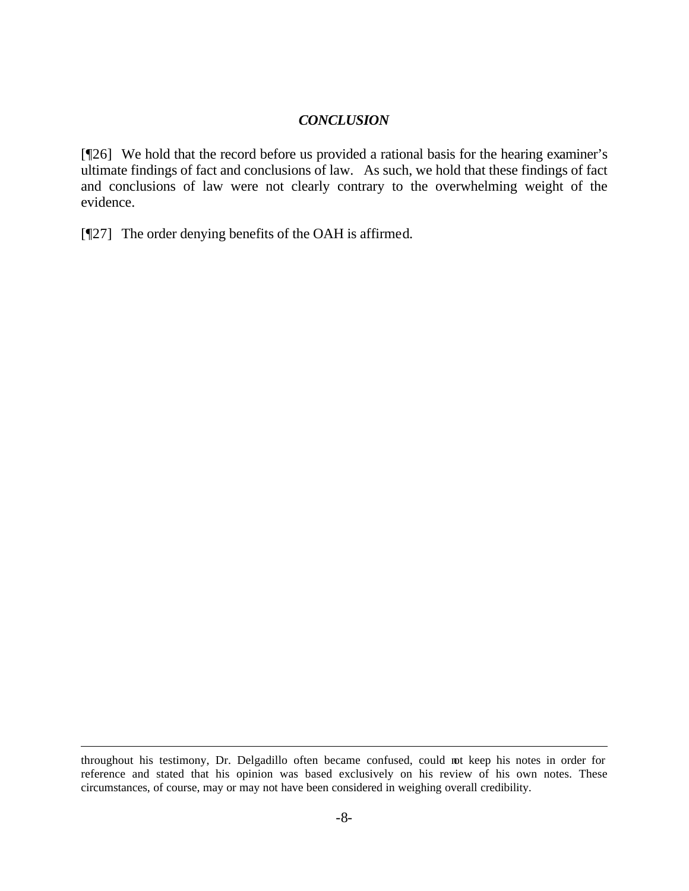## *CONCLUSION*

[¶26] We hold that the record before us provided a rational basis for the hearing examiner's ultimate findings of fact and conclusions of law. As such, we hold that these findings of fact and conclusions of law were not clearly contrary to the overwhelming weight of the evidence.

[¶27] The order denying benefits of the OAH is affirmed.

---

throughout his testimony, Dr. Delgadillo often became confused, could not keep his notes in order for reference and stated that his opinion was based exclusively on his review of his own notes. These circumstances, of course, may or may not have been considered in weighing overall credibility.